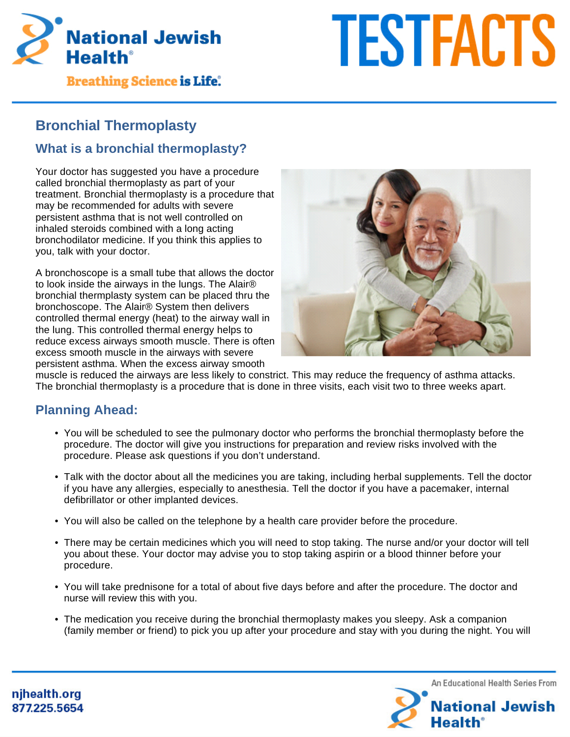# Bronchial Thermoplasty

## What is a bronchial thermoplasty?

Your doctor has suggested you have a procedure called bronchial thermoplasty as part of your treatment. Bronchial thermoplasty is a procedure that may be recommended for adults with severe persistent asthma that is not well controlled on inhaled steroids combined with a long acting bronchodilator medicine. If you think this applies to you, talk with your doctor.

A bronchoscope is a small tube that allows the doctor to look inside the airways in the lungs. The Alair® bronchial thermplasty system can be placed thru the bronchoscope. The Alair® System then delivers controlled thermal energy (heat) to the airway wall in the lung. This controlled thermal energy helps to reduce excess airways smooth muscle. There is often excess smooth muscle in the airways with severe persistent asthma. When the excess airway smooth muscle is reduced the airways are less likely to constrict. This may reduce the frequency of asthma attacks. The bronchial thermoplasty is a procedure that is done in three visits, each visit two to three weeks apart.

## Planning Ahead:

- You will be scheduled to see the pulmonary doctor who performs the bronchial thermoplasty before the procedure. The doctor will give you instructions for preparation and review risks involved with the procedure. Please ask questions if you don't understand.
- Talk with the doctor about all the medicines you are taking, including herbal supplements. Tell the doctor if you have any allergies, especially to anesthesia. Tell the doctor if you have a pacemaker, internal defibrillator or other implanted devices.
- You will also be called on the telephone by a health care provider before the procedure.
- There may be certain medicines which you will need to stop taking. The nurse and/or your doctor will tell you about these. Your doctor may advise you to stop taking aspirin or a blood thinner before your procedure.
- You will take prednisone for a total of about five days before and after the procedure. The doctor and nurse will review this with you.
- The medication you receive during the bronchial thermoplasty makes you sleepy. Ask a companion (family member or friend) to pick you up after your procedure and stay with you during the night. You will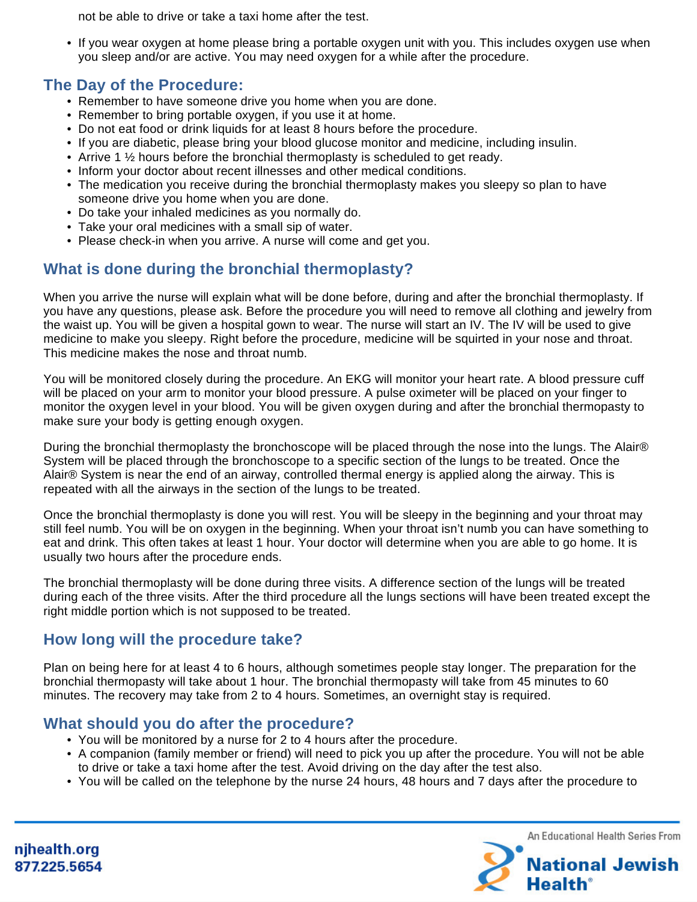not be able to drive or take a taxi home after the test.

- If you wear oxygen at home please bring a portable oxygen unit with you. This includes oxygen use when you sleep and/or are active. You may need oxygen for a while after the procedure.

## The Day of the Procedure:

- Remember to have someone drive you home when you are done.
- Remember to bring portable oxygen, if you use it at home.
- Do not eat food or drink liquids for at least 8 hours before the procedure.
- If you are diabetic, please bring your blood glucose monitor and medicine, including insulin.
- Arrive 1 ½ hours before the bronchial thermoplasty is scheduled to get ready.
- Inform your doctor about recent illnesses and other medical conditions.
- The medication you receive during the bronchial thermoplasty makes you sleepy so plan to have someone drive you home when you are done.
- Do take your inhaled medicines as you normally do.
- Take your oral medicines with a small sip of water.
- Please check-in when you arrive. A nurse will come and get you.

## What is done during the bronchial thermoplasty?

When you arrive the nurse will explain what will be done before, during and after the bronchial thermoplasty. If you have any questions, please ask. Before the procedure you will need to remove all clothing and jewelry from the waist up. You will be given a hospital gown to wear. The nurse will start an IV. The IV will be used to give medicine to make you sleepy. Right before the procedure, medicine will be squirted in your nose and throat. This medicine makes the nose and throat numb.

You will be monitored closely during the procedure. An EKG will monitor your heart rate. A blood pressure cuff will be placed on your arm to monitor your blood pressure. A pulse oximeter will be placed on your finger to monitor the oxygen level in your blood. You will be given oxygen during and after the bronchial thermopasty to make sure your body is getting enough oxygen.

During the bronchial thermoplasty the bronchoscope will be placed through the nose into the lungs. The Alair® System will be placed through the bronchoscope to a specific section of the lungs to be treated. Once the Alair® System is near the end of an airway, controlled thermal energy is applied along the airway. This is repeated with all the airways in the section of the lungs to be treated.

Once the bronchial thermoplasty is done you will rest. You will be sleepy in the beginning and your throat may still feel numb. You will be on oxygen in the beginning. When your throat isn't numb you can have something to eat and drink. This often takes at least 1 hour. Your doctor will determine when you are able to go home. It is usually two hours after the procedure ends.

The bronchial thermoplasty will be done during three visits. A difference section of the lungs will be treated during each of the three visits. After the third procedure all the lungs sections will have been treated except the right middle portion which is not supposed to be treated.

## How long will the procedure take?

Plan on being here for at least 4 to 6 hours, although sometimes people stay longer. The preparation for the bronchial thermopasty will take about 1 hour. The bronchial thermopasty will take from 45 minutes to 60 minutes. The recovery may take from 2 to 4 hours. Sometimes, an overnight stay is required.

## What should you do after the procedure?

- You will be monitored by a nurse for 2 to 4 hours after the procedure.
- A companion (family member or friend) will need to pick you up after the procedure. You will not be able to drive or take a taxi home after the test. Avoid driving on the day after the test also.
- You will be called on the telephone by the nurse 24 hours, 48 hours and 7 days after the procedure to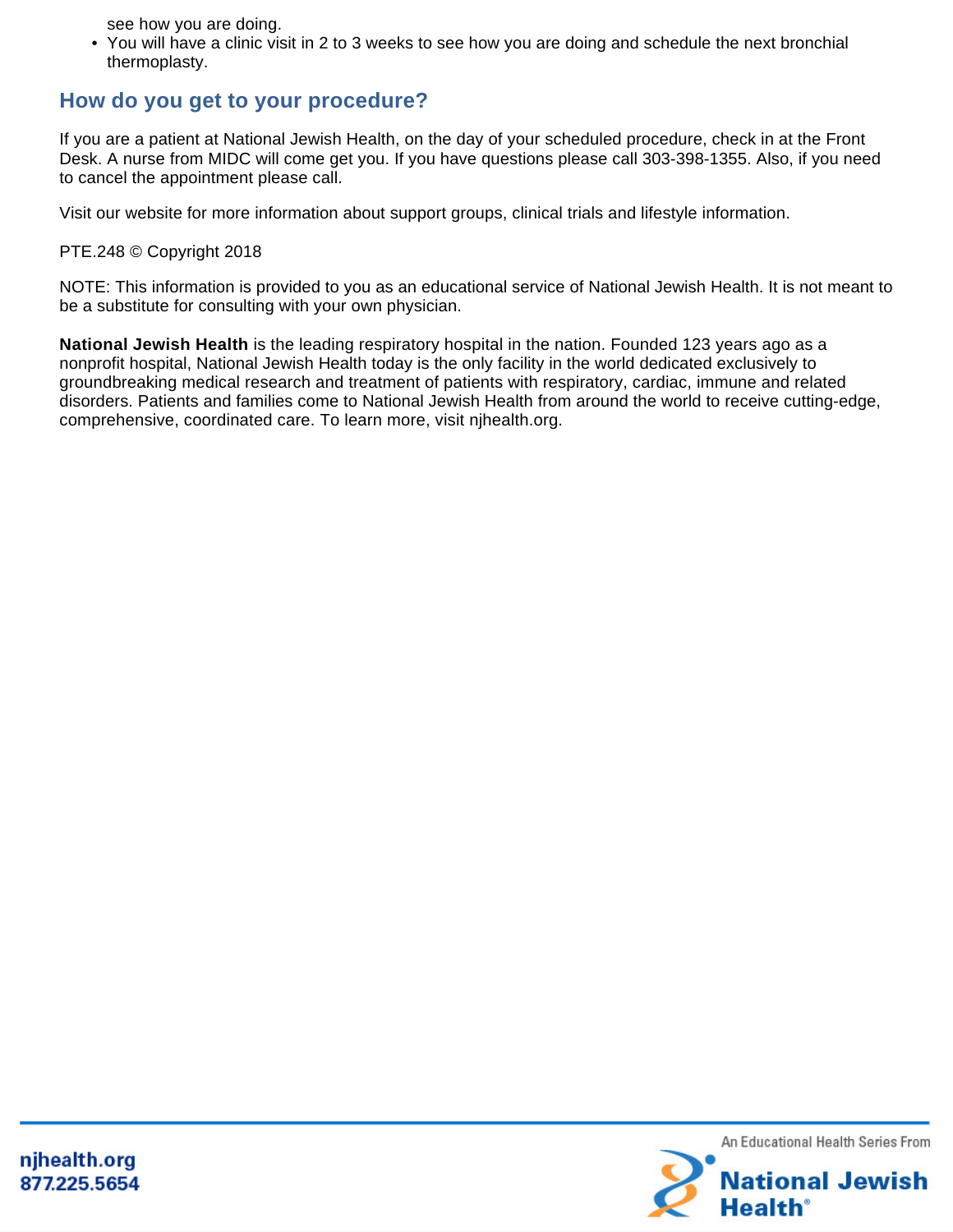see how you are doing.

- You will have a clinic visit in 2 to 3 weeks to see how you are doing and schedule the next bronchial thermoplasty.

## How do you get to your procedure?

If you are a patient at National Jewish Health, on the day of your scheduled procedure, check in at the Front Desk. A nurse from MIDC will come get you. If you have questions please call 303-398-1355. Also, if you need to cancel the appointment please call.

Visit our website for more information about support groups, clinical trials and lifestyle information.

PTE.248 © Copyright 2018

NOTE: This information is provided to you as an educational service of National Jewish Health. It is not meant to be a substitute for consulting with your own physician.

**National Jewish Health** is the leading respiratory hospital in the nation. Founded 123 years ago as a nonprofit hospital, National Jewish Health today is the only facility in the world dedicated exclusively to groundbreaking medical research and treatment of patients with respiratory, cardiac, immune and related disorders. Patients and families come to National Jewish Health from around the world to receive cutting-edge, comprehensive, coordinated care. To learn more, visit njhealth.org.